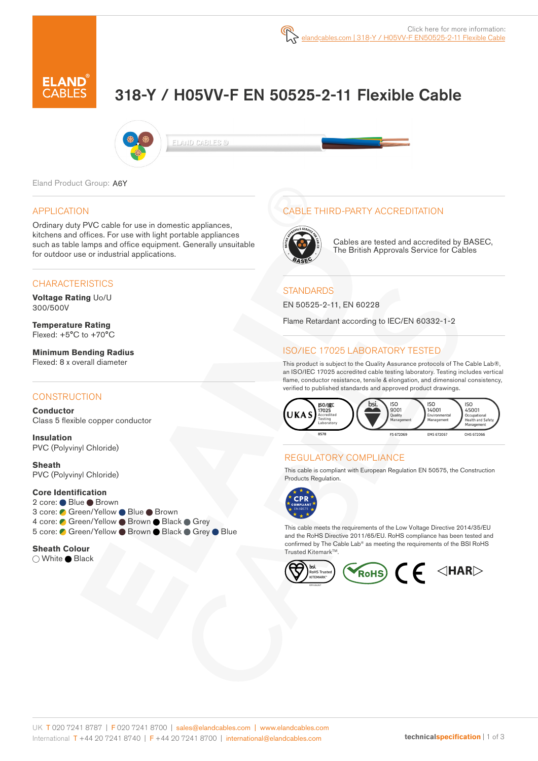Click here for more information: elandcables.com | 318-Y / H05VV-F EN50525-2-11 Flexible Cable

# 318-Y / H05VV-F EN 50525-2-11 Flexible Cable

Eland Product Group: A6Y

## APPLICATION

Ordinary duty PVC cable for use in domestic appliances, kitchens and offices. For use with light portable appliances such as table lamps and office equipment. Generally unsuitable for outdoor use or industrial applications.

## CHARACTERISTICS

**Voltage Rating** Uo/U
300/500V

**Temperature Rating**
Flexed: +5°C to +70°C

**Minimum Bending Radius**
Flexed: 8 x overall diameter

## CONSTRUCTION

**Conductor**
Class 5 flexible copper conductor

**Insulation**
PVC (Polyvinyl Chloride)

**Sheath**
PVC (Polyvinyl Chloride)

**Core Identification**
2 core: Blue, Brown
3 core: Green/Yellow, Blue, Brown
4 core: Green/Yellow, Brown, Black, Grey
5 core: Green/Yellow, Brown, Black, Grey, Blue

**Sheath Colour**
White, Black

## CABLE THIRD-PARTY ACCREDITATION

Cables are tested and accredited by BASEC, The British Approvals Service for Cables

## STANDARDS

EN 50525-2-11, EN 60228

Flame Retardant according to IEC/EN 60332-1-2

## ISO/IEC 17025 LABORATORY TESTED

This product is subject to the Quality Assurance protocols of The Cable Lab®, an ISO/IEC 17025 accredited cable testing laboratory. Testing includes vertical flame, conductor resistance, tensile & elongation, and dimensional consistency, verified to published standards and approved product drawings.

UKAS ISO/IEC 17025 Accredited Testing Laboratory 8578 | ISO 9001 Quality Management FS 672069 | ISO 14001 Environmental Management EMS 672067 | ISO 45001 Occupational Health and Safety Management OHS 672066

## REGULATORY COMPLIANCE

This cable is compliant with European Regulation EN 50575, the Construction Products Regulation.

This cable meets the requirements of the Low Voltage Directive 2014/35/EU and the RoHS Directive 2011/65/EU. RoHS compliance has been tested and confirmed by The Cable Lab® as meeting the requirements of the BSI RoHS Trusted Kitemark™.

UK T 020 7241 8787 | F 020 7241 8700 | sales@elandcables.com | www.elandcables.com
International T +44 20 7241 8740 | F +44 20 7241 8700 | international@elandcables.com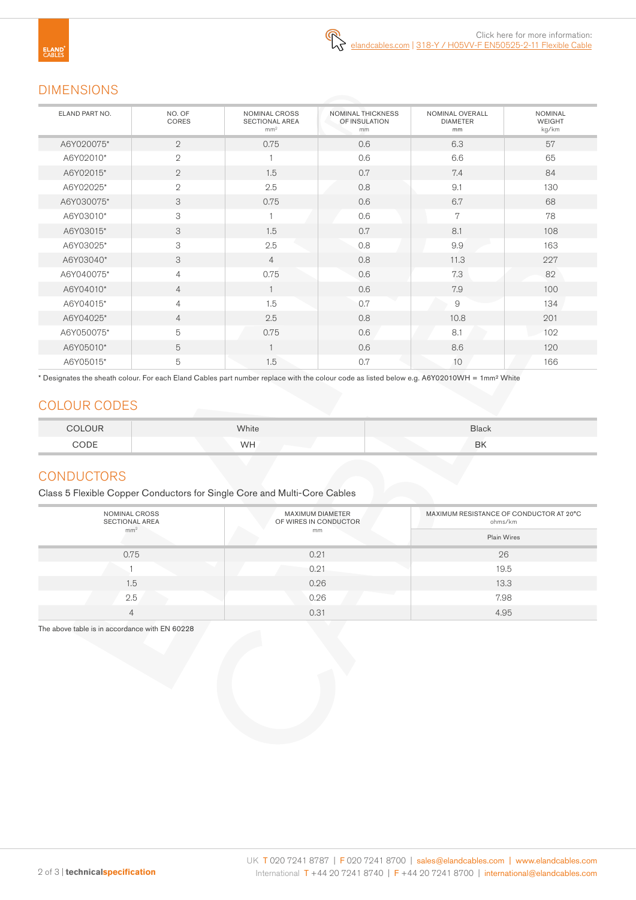Click here for more information:
elandcables.com | 318-Y / H05VV-F EN50525-2-11 Flexible Cable

## DIMENSIONS

| ELAND PART NO. | NO. OF CORES | NOMINAL CROSS SECTIONAL AREA mm² | NOMINAL THICKNESS OF INSULATION mm | NOMINAL OVERALL DIAMETER mm | NOMINAL WEIGHT kg/km |
|---|---|---|---|---|---|
| A6Y020075* | 2 | 0.75 | 0.6 | 6.3 | 57 |
| A6Y02010* | 2 | 1 | 0.6 | 6.6 | 65 |
| A6Y02015* | 2 | 1.5 | 0.7 | 7.4 | 84 |
| A6Y02025* | 2 | 2.5 | 0.8 | 9.1 | 130 |
| A6Y030075* | 3 | 0.75 | 0.6 | 6.7 | 68 |
| A6Y03010* | 3 | 1 | 0.6 | 7 | 78 |
| A6Y03015* | 3 | 1.5 | 0.7 | 8.1 | 108 |
| A6Y03025* | 3 | 2.5 | 0.8 | 9.9 | 163 |
| A6Y03040* | 3 | 4 | 0.8 | 11.3 | 227 |
| A6Y040075* | 4 | 0.75 | 0.6 | 7.3 | 82 |
| A6Y04010* | 4 | 1 | 0.6 | 7.9 | 100 |
| A6Y04015* | 4 | 1.5 | 0.7 | 9 | 134 |
| A6Y04025* | 4 | 2.5 | 0.8 | 10.8 | 201 |
| A6Y050075* | 5 | 0.75 | 0.6 | 8.1 | 102 |
| A6Y05010* | 5 | 1 | 0.6 | 8.6 | 120 |
| A6Y05015* | 5 | 1.5 | 0.7 | 10 | 166 |

* Designates the sheath colour. For each Eland Cables part number replace with the colour code as listed below e.g. A6Y02010WH = 1mm² White

## COLOUR CODES

| COLOUR | White | Black |
|---|---|---|
| CODE | WH | BK |

## CONDUCTORS

Class 5 Flexible Copper Conductors for Single Core and Multi-Core Cables

| NOMINAL CROSS SECTIONAL AREA mm² | MAXIMUM DIAMETER OF WIRES IN CONDUCTOR mm | MAXIMUM RESISTANCE OF CONDUCTOR AT 20°C ohms/km |
|---|---|---|
| | | Plain Wires |
| 0.75 | 0.21 | 26 |
| 1 | 0.21 | 19.5 |
| 1.5 | 0.26 | 13.3 |
| 2.5 | 0.26 | 7.98 |
| 4 | 0.31 | 4.95 |

The above table is in accordance with EN 60228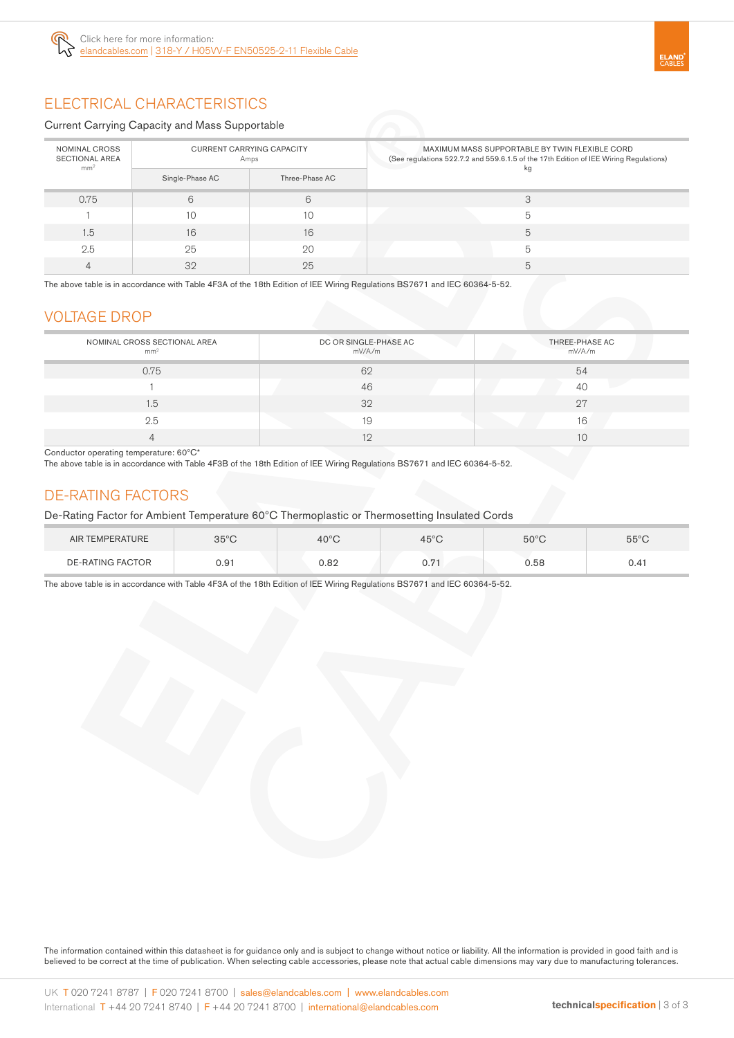Click here for more information:
elandcables.com | 318-Y / H05VV-F EN50525-2-11 Flexible Cable

## ELECTRICAL CHARACTERISTICS

Current Carrying Capacity and Mass Supportable

| NOMINAL CROSS SECTIONAL AREA mm² | CURRENT CARRYING CAPACITY Amps | | MAXIMUM MASS SUPPORTABLE BY TWIN FLEXIBLE CORD (See regulations 522.7.2 and 559.6.1.5 of the 17th Edition of IEE Wiring Regulations) kg |
|---|---|---|---|
| | Single-Phase AC | Three-Phase AC | |
| 0.75 | 6 | 6 | 3 |
| 1 | 10 | 10 | 5 |
| 1.5 | 16 | 16 | 5 |
| 2.5 | 25 | 20 | 5 |
| 4 | 32 | 25 | 5 |

The above table is in accordance with Table 4F3A of the 18th Edition of IEE Wiring Regulations BS7671 and IEC 60364-5-52.

## VOLTAGE DROP

| NOMINAL CROSS SECTIONAL AREA mm² | DC OR SINGLE-PHASE AC mV/A/m | THREE-PHASE AC mV/A/m |
|---|---|---|
| 0.75 | 62 | 54 |
| 1 | 46 | 40 |
| 1.5 | 32 | 27 |
| 2.5 | 19 | 16 |
| 4 | 12 | 10 |

Conductor operating temperature: 60°C*

The above table is in accordance with Table 4F3B of the 18th Edition of IEE Wiring Regulations BS7671 and IEC 60364-5-52.

## DE-RATING FACTORS

De-Rating Factor for Ambient Temperature 60°C Thermoplastic or Thermosetting Insulated Cords

| AIR TEMPERATURE | 35°C | 40°C | 45°C | 50°C | 55°C |
|---|---|---|---|---|---|
| DE-RATING FACTOR | 0.91 | 0.82 | 0.71 | 0.58 | 0.41 |

The above table is in accordance with Table 4F3A of the 18th Edition of IEE Wiring Regulations BS7671 and IEC 60364-5-52.

The information contained within this datasheet is for guidance only and is subject to change without notice or liability. All the information is provided in good faith and is believed to be correct at the time of publication. When selecting cable accessories, please note that actual cable dimensions may vary due to manufacturing tolerances.

UK T 020 7241 8787 | F 020 7241 8700 | sales@elandcables.com | www.elandcables.com
International T +44 20 7241 8740 | F +44 20 7241 8700 | international@elandcables.com